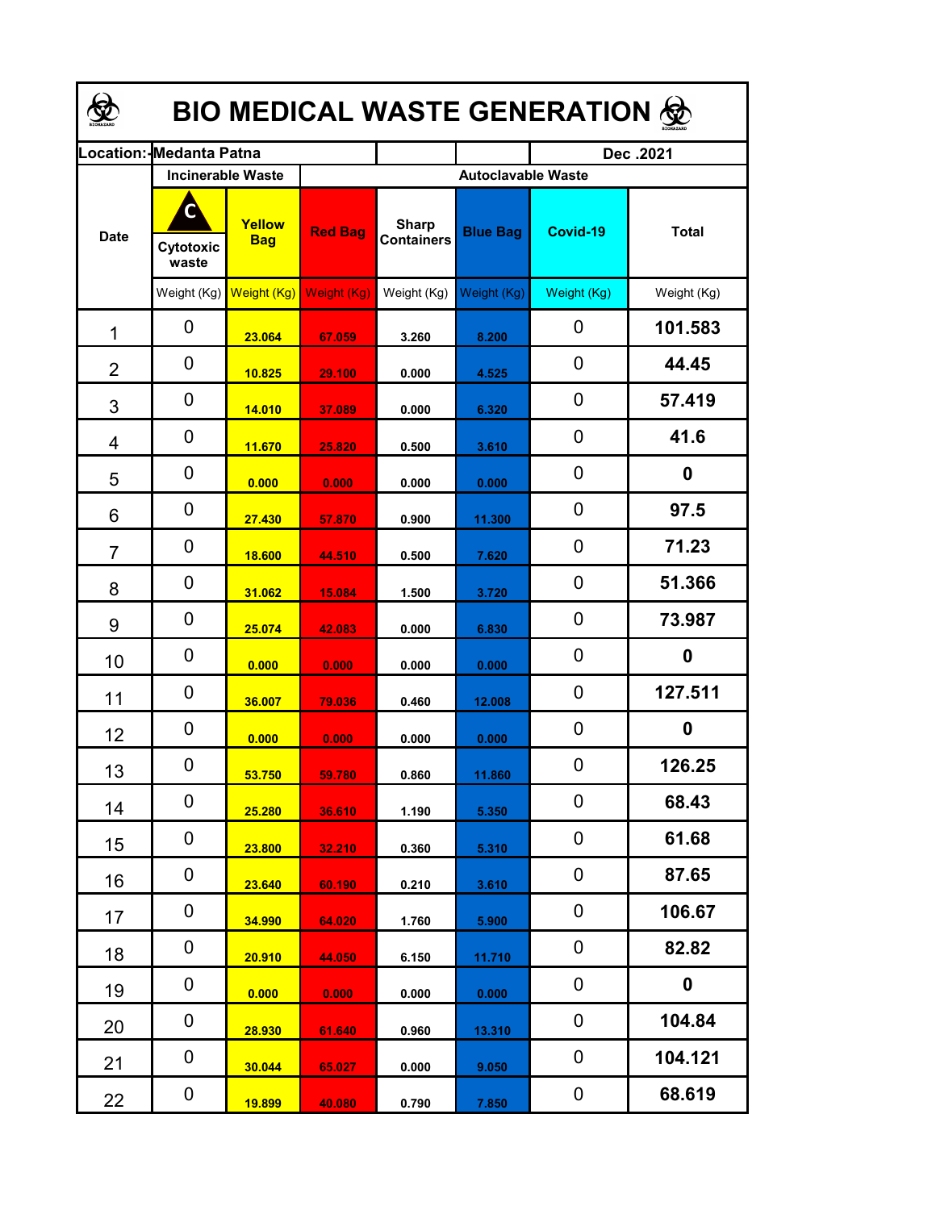# BIO MEDICAL WASTE GENERATION

| Location:-Medanta Patna | | | | | | | Dec .2021 |
|---|---|---|---|---|---|---|---|
| Date | Incinerable Waste | | Autoclavable Waste | | | | |
| | Cytotoxic waste | Yellow Bag | Red Bag | Sharp Containers | Blue Bag | Covid-19 | Total |
| | Weight (Kg) | Weight (Kg) | Weight (Kg) | Weight (Kg) | Weight (Kg) | Weight (Kg) | Weight (Kg) |
| 1 | 0 | 23.064 | 67.059 | 3.260 | 8.200 | 0 | **101.583** |
| 2 | 0 | 10.825 | 29.100 | 0.000 | 4.525 | 0 | **44.45** |
| 3 | 0 | 14.010 | 37.089 | 0.000 | 6.320 | 0 | **57.419** |
| 4 | 0 | 11.670 | 25.820 | 0.500 | 3.610 | 0 | **41.6** |
| 5 | 0 | 0.000 | 0.000 | 0.000 | 0.000 | 0 | **0** |
| 6 | 0 | 27.430 | 57.870 | 0.900 | 11.300 | 0 | **97.5** |
| 7 | 0 | 18.600 | 44.510 | 0.500 | 7.620 | 0 | **71.23** |
| 8 | 0 | 31.062 | 15.084 | 1.500 | 3.720 | 0 | **51.366** |
| 9 | 0 | 25.074 | 42.083 | 0.000 | 6.830 | 0 | **73.987** |
| 10 | 0 | 0.000 | 0.000 | 0.000 | 0.000 | 0 | **0** |
| 11 | 0 | 36.007 | 79.036 | 0.460 | 12.008 | 0 | **127.511** |
| 12 | 0 | 0.000 | 0.000 | 0.000 | 0.000 | 0 | **0** |
| 13 | 0 | 53.750 | 59.780 | 0.860 | 11.860 | 0 | **126.25** |
| 14 | 0 | 25.280 | 36.610 | 1.190 | 5.350 | 0 | **68.43** |
| 15 | 0 | 23.800 | 32.210 | 0.360 | 5.310 | 0 | **61.68** |
| 16 | 0 | 23.640 | 60.190 | 0.210 | 3.610 | 0 | **87.65** |
| 17 | 0 | 34.990 | 64.020 | 1.760 | 5.900 | 0 | **106.67** |
| 18 | 0 | 20.910 | 44.050 | 6.150 | 11.710 | 0 | **82.82** |
| 19 | 0 | 0.000 | 0.000 | 0.000 | 0.000 | 0 | **0** |
| 20 | 0 | 28.930 | 61.640 | 0.960 | 13.310 | 0 | **104.84** |
| 21 | 0 | 30.044 | 65.027 | 0.000 | 9.050 | 0 | **104.121** |
| 22 | 0 | 19.899 | 40.080 | 0.790 | 7.850 | 0 | **68.619** |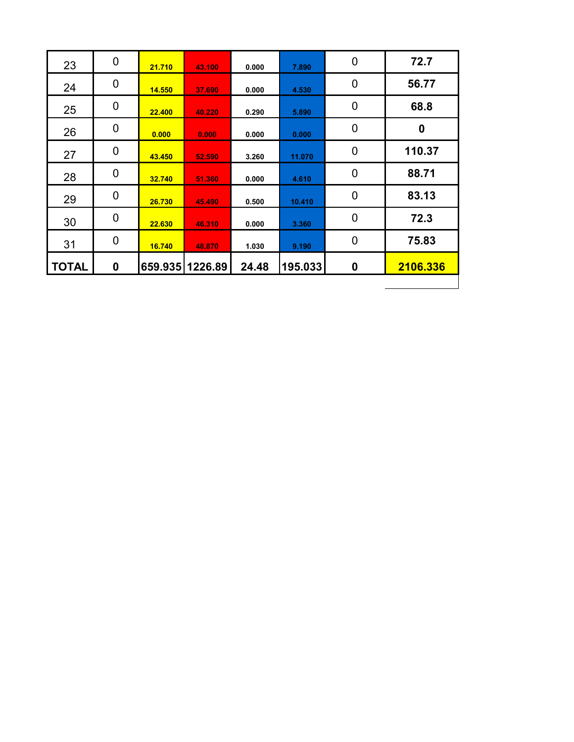| | | | | | | | |
|---|---|---|---|---|---|---|---|
| 23 | 0 | 21.710 | 43.100 | 0.000 | 7.890 | 0 | **72.7** |
| 24 | 0 | 14.550 | 37.690 | 0.000 | 4.530 | 0 | **56.77** |
| 25 | 0 | 22.400 | 40.220 | 0.290 | 5.890 | 0 | **68.8** |
| 26 | 0 | 0.000 | 0.000 | 0.000 | 0.000 | 0 | **0** |
| 27 | 0 | 43.450 | 52.590 | 3.260 | 11.070 | 0 | **110.37** |
| 28 | 0 | 32.740 | 51.360 | 0.000 | 4.610 | 0 | **88.71** |
| 29 | 0 | 26.730 | 45.490 | 0.500 | 10.410 | 0 | **83.13** |
| 30 | 0 | 22.630 | 46.310 | 0.000 | 3.360 | 0 | **72.3** |
| 31 | 0 | 16.740 | 48.870 | 1.030 | 9.190 | 0 | **75.83** |
| **TOTAL** | **0** | 659.935 | 1226.89 | 24.48 | 195.033 | **0** | **2106.336** |